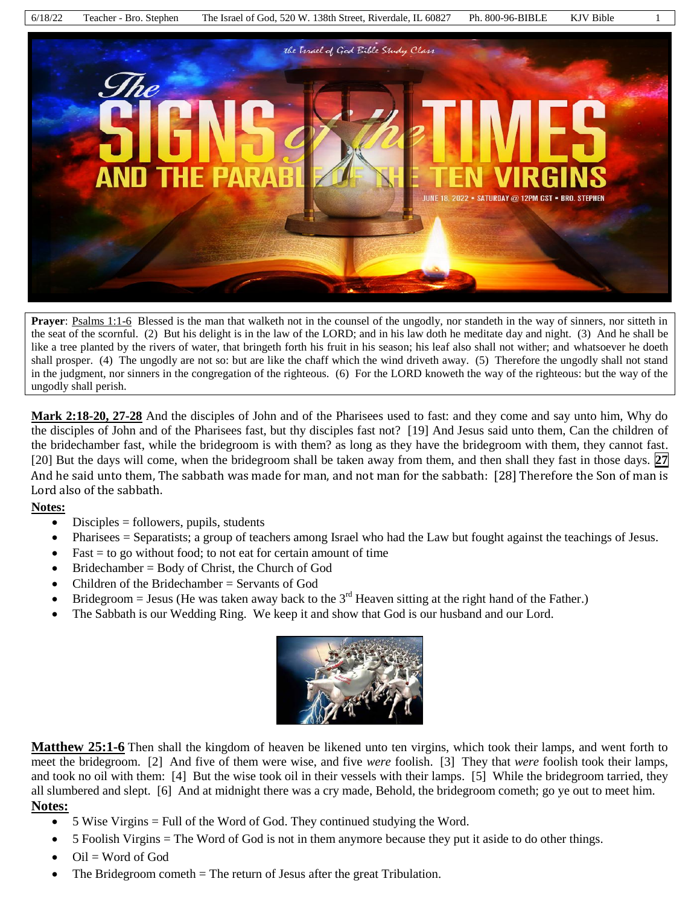**Prayer**: Psalms 1:1-6 Blessed is the man that walketh not in the counsel of the ungodly, nor standeth in the way of sinners, nor sitteth in the seat of the scornful. (2) But his delight is in the law of the LORD; and in his law doth he meditate day and night. (3) And he shall be like a tree planted by the rivers of water, that bringeth forth his fruit in his season; his leaf also shall not wither; and whatsoever he doeth shall prosper. (4) The ungodly are not so: but are like the chaff which the wind driveth away. (5) Therefore the ungodly shall not stand in the judgment, nor sinners in the congregation of the righteous. (6) For the LORD knoweth the way of the righteous: but the way of the ungodly shall perish.

**Mark 2:18-20, 27-28** And the disciples of John and of the Pharisees used to fast: and they come and say unto him, Why do the disciples of John and of the Pharisees fast, but thy disciples fast not? [19] And Jesus said unto them, Can the children of the bridechamber fast, while the bridegroom is with them? as long as they have the bridegroom with them, they cannot fast. [20] But the days will come, when the bridegroom shall be taken away from them, and then shall they fast in those days. **27** And he said unto them, The sabbath was made for man, and not man for the sabbath: [28] Therefore the Son of man is Lord also of the sabbath.

**Notes:**

- Disciples = followers, pupils, students
- Pharisees = Separatists; a group of teachers among Israel who had the Law but fought against the teachings of Jesus.
- Fast = to go without food; to not eat for certain amount of time
- Bridechamber = Body of Christ, the Church of God
- Children of the Bridechamber = Servants of God
- Bridegroom = Jesus (He was taken away back to the 3rd Heaven sitting at the right hand of the Father.)
- The Sabbath is our Wedding Ring. We keep it and show that God is our husband and our Lord.

**Matthew 25:1-6** Then shall the kingdom of heaven be likened unto ten virgins, which took their lamps, and went forth to meet the bridegroom. [2] And five of them were wise, and five *were* foolish. [3] They that *were* foolish took their lamps, and took no oil with them: [4] But the wise took oil in their vessels with their lamps. [5] While the bridegroom tarried, they all slumbered and slept. [6] And at midnight there was a cry made, Behold, the bridegroom cometh; go ye out to meet him.

**Notes:**

- 5 Wise Virgins = Full of the Word of God. They continued studying the Word.
- 5 Foolish Virgins = The Word of God is not in them anymore because they put it aside to do other things.
- Oil = Word of God
- The Bridegroom cometh = The return of Jesus after the great Tribulation.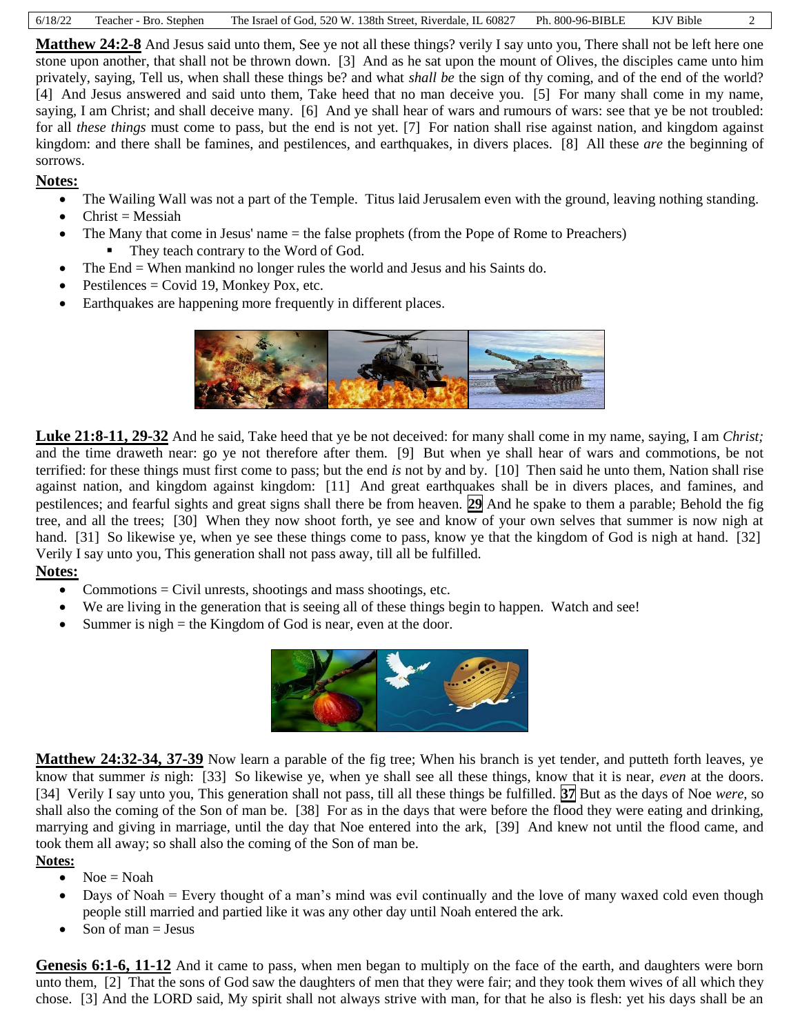**Matthew 24:2-8** And Jesus said unto them, See ye not all these things? verily I say unto you, There shall not be left here one stone upon another, that shall not be thrown down. [3] And as he sat upon the mount of Olives, the disciples came unto him privately, saying, Tell us, when shall these things be? and what *shall be* the sign of thy coming, and of the end of the world? [4] And Jesus answered and said unto them, Take heed that no man deceive you. [5] For many shall come in my name, saying, I am Christ; and shall deceive many. [6] And ye shall hear of wars and rumours of wars: see that ye be not troubled: for all *these things* must come to pass, but the end is not yet. [7] For nation shall rise against nation, and kingdom against kingdom: and there shall be famines, and pestilences, and earthquakes, in divers places. [8] All these *are* the beginning of sorrows.

**Notes:**

- The Wailing Wall was not a part of the Temple. Titus laid Jerusalem even with the ground, leaving nothing standing.
- Christ = Messiah
- The Many that come in Jesus' name = the false prophets (from the Pope of Rome to Preachers)
  - They teach contrary to the Word of God.
- The End = When mankind no longer rules the world and Jesus and his Saints do.
- Pestilences = Covid 19, Monkey Pox, etc.
- Earthquakes are happening more frequently in different places.

**Luke 21:8-11, 29-32** And he said, Take heed that ye be not deceived: for many shall come in my name, saying, I am *Christ;* and the time draweth near: go ye not therefore after them. [9] But when ye shall hear of wars and commotions, be not terrified: for these things must first come to pass; but the end *is* not by and by. [10] Then said he unto them, Nation shall rise against nation, and kingdom against kingdom: [11] And great earthquakes shall be in divers places, and famines, and pestilences; and fearful sights and great signs shall there be from heaven. **29** And he spake to them a parable; Behold the fig tree, and all the trees; [30] When they now shoot forth, ye see and know of your own selves that summer is now nigh at hand. [31] So likewise ye, when ye see these things come to pass, know ye that the kingdom of God is nigh at hand. [32] Verily I say unto you, This generation shall not pass away, till all be fulfilled.

**Notes:**

- Commotions = Civil unrests, shootings and mass shootings, etc.
- We are living in the generation that is seeing all of these things begin to happen. Watch and see!
- Summer is nigh = the Kingdom of God is near, even at the door.

**Matthew 24:32-34, 37-39** Now learn a parable of the fig tree; When his branch is yet tender, and putteth forth leaves, ye know that summer *is* nigh: [33] So likewise ye, when ye shall see all these things, know that it is near, *even* at the doors. [34] Verily I say unto you, This generation shall not pass, till all these things be fulfilled. **37** But as the days of Noe *were,* so shall also the coming of the Son of man be. [38] For as in the days that were before the flood they were eating and drinking, marrying and giving in marriage, until the day that Noe entered into the ark, [39] And knew not until the flood came, and took them all away; so shall also the coming of the Son of man be.

**Notes:**

- Noe = Noah
- Days of Noah = Every thought of a man's mind was evil continually and the love of many waxed cold even though people still married and partied like it was any other day until Noah entered the ark.
- Son of man = Jesus

**Genesis 6:1-6, 11-12** And it came to pass, when men began to multiply on the face of the earth, and daughters were born unto them, [2] That the sons of God saw the daughters of men that they were fair; and they took them wives of all which they chose. [3] And the LORD said, My spirit shall not always strive with man, for that he also is flesh: yet his days shall be an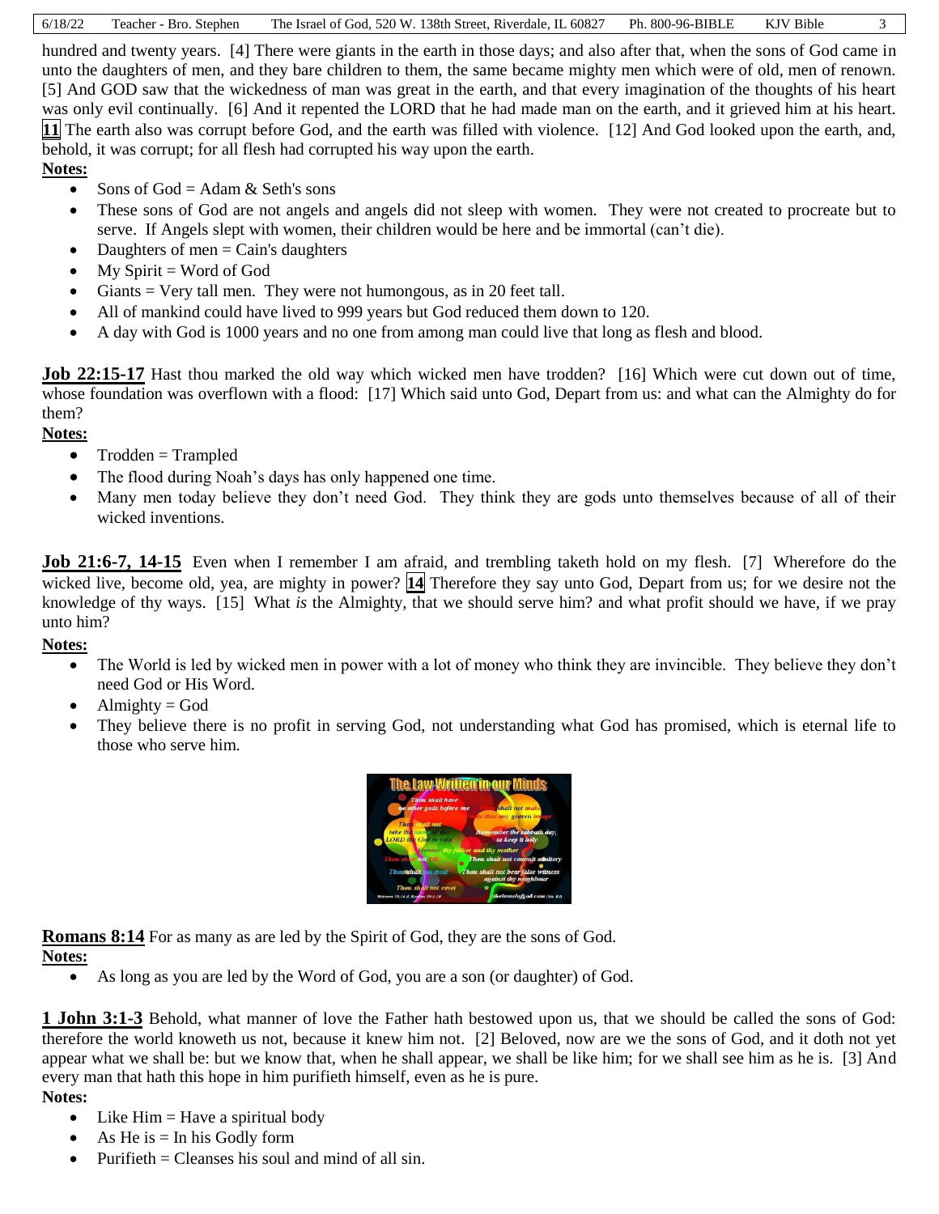hundred and twenty years. [4] There were giants in the earth in those days; and also after that, when the sons of God came in unto the daughters of men, and they bare children to them, the same became mighty men which were of old, men of renown. [5] And GOD saw that the wickedness of man was great in the earth, and that every imagination of the thoughts of his heart was only evil continually. [6] And it repented the LORD that he had made man on the earth, and it grieved him at his heart. **11** The earth also was corrupt before God, and the earth was filled with violence. [12] And God looked upon the earth, and, behold, it was corrupt; for all flesh had corrupted his way upon the earth.

**Notes:**

- Sons of God = Adam & Seth's sons
- These sons of God are not angels and angels did not sleep with women. They were not created to procreate but to serve. If Angels slept with women, their children would be here and be immortal (can't die).
- Daughters of men = Cain's daughters
- My Spirit = Word of God
- Giants = Very tall men. They were not humongous, as in 20 feet tall.
- All of mankind could have lived to 999 years but God reduced them down to 120.
- A day with God is 1000 years and no one from among man could live that long as flesh and blood.

**Job 22:15-17** Hast thou marked the old way which wicked men have trodden? [16] Which were cut down out of time, whose foundation was overflown with a flood: [17] Which said unto God, Depart from us: and what can the Almighty do for them?

**Notes:**

- Trodden = Trampled
- The flood during Noah's days has only happened one time.
- Many men today believe they don't need God. They think they are gods unto themselves because of all of their wicked inventions.

**Job 21:6-7, 14-15** Even when I remember I am afraid, and trembling taketh hold on my flesh. [7] Wherefore do the wicked live, become old, yea, are mighty in power? **14** Therefore they say unto God, Depart from us; for we desire not the knowledge of thy ways. [15] What *is* the Almighty, that we should serve him? and what profit should we have, if we pray unto him?

**Notes:**

- The World is led by wicked men in power with a lot of money who think they are invincible. They believe they don't need God or His Word.
- Almighty = God
- They believe there is no profit in serving God, not understanding what God has promised, which is eternal life to those who serve him.

**Romans 8:14** For as many as are led by the Spirit of God, they are the sons of God.

**Notes:**

- As long as you are led by the Word of God, you are a son (or daughter) of God.

**1 John 3:1-3** Behold, what manner of love the Father hath bestowed upon us, that we should be called the sons of God: therefore the world knoweth us not, because it knew him not. [2] Beloved, now are we the sons of God, and it doth not yet appear what we shall be: but we know that, when he shall appear, we shall be like him; for we shall see him as he is. [3] And every man that hath this hope in him purifieth himself, even as he is pure.

**Notes:**

- Like Him = Have a spiritual body
- As He is = In his Godly form
- Purifieth = Cleanses his soul and mind of all sin.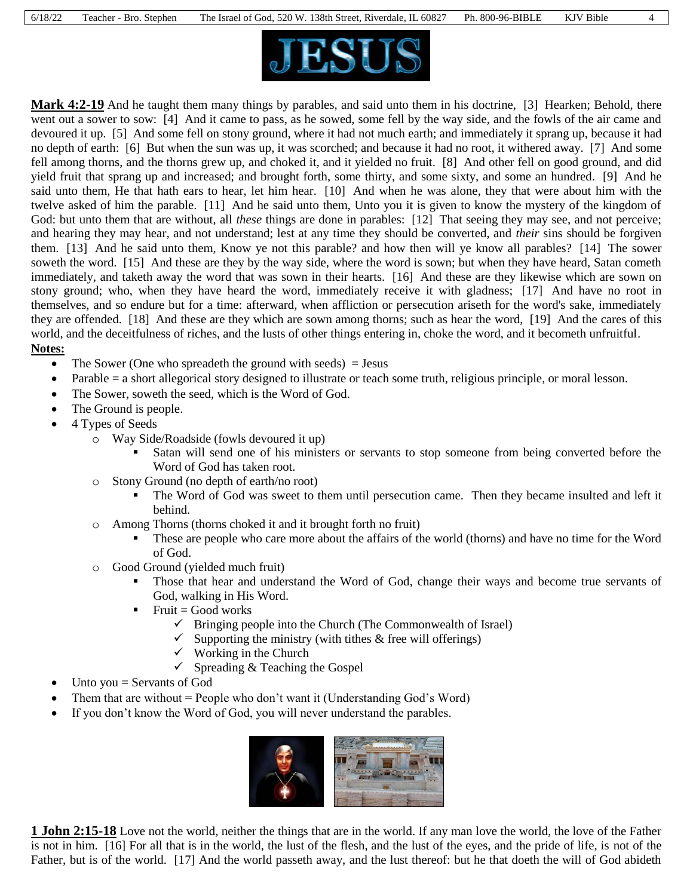**Mark 4:2-19** And he taught them many things by parables, and said unto them in his doctrine, [3] Hearken; Behold, there went out a sower to sow: [4] And it came to pass, as he sowed, some fell by the way side, and the fowls of the air came and devoured it up. [5] And some fell on stony ground, where it had not much earth; and immediately it sprang up, because it had no depth of earth: [6] But when the sun was up, it was scorched; and because it had no root, it withered away. [7] And some fell among thorns, and the thorns grew up, and choked it, and it yielded no fruit. [8] And other fell on good ground, and did yield fruit that sprang up and increased; and brought forth, some thirty, and some sixty, and some an hundred. [9] And he said unto them, He that hath ears to hear, let him hear. [10] And when he was alone, they that were about him with the twelve asked of him the parable. [11] And he said unto them, Unto you it is given to know the mystery of the kingdom of God: but unto them that are without, all *these* things are done in parables: [12] That seeing they may see, and not perceive; and hearing they may hear, and not understand; lest at any time they should be converted, and *their* sins should be forgiven them. [13] And he said unto them, Know ye not this parable? and how then will ye know all parables? [14] The sower soweth the word. [15] And these are they by the way side, where the word is sown; but when they have heard, Satan cometh immediately, and taketh away the word that was sown in their hearts. [16] And these are they likewise which are sown on stony ground; who, when they have heard the word, immediately receive it with gladness; [17] And have no root in themselves, and so endure but for a time: afterward, when affliction or persecution ariseth for the word's sake, immediately they are offended. [18] And these are they which are sown among thorns; such as hear the word, [19] And the cares of this world, and the deceitfulness of riches, and the lusts of other things entering in, choke the word, and it becometh unfruitful.

**Notes:**

- The Sower (One who spreadeth the ground with seeds) = Jesus
- Parable = a short allegorical story designed to illustrate or teach some truth, religious principle, or moral lesson.
- The Sower, soweth the seed, which is the Word of God.
- The Ground is people.
- 4 Types of Seeds
  - Way Side/Roadside (fowls devoured it up)
    - Satan will send one of his ministers or servants to stop someone from being converted before the Word of God has taken root.
  - Stony Ground (no depth of earth/no root)
    - The Word of God was sweet to them until persecution came. Then they became insulted and left it behind.
  - Among Thorns (thorns choked it and it brought forth no fruit)
    - These are people who care more about the affairs of the world (thorns) and have no time for the Word of God.
  - Good Ground (yielded much fruit)
    - Those that hear and understand the Word of God, change their ways and become true servants of God, walking in His Word.
    - Fruit = Good works
      - ✓ Bringing people into the Church (The Commonwealth of Israel)
      - ✓ Supporting the ministry (with tithes & free will offerings)
      - ✓ Working in the Church
      - ✓ Spreading & Teaching the Gospel
- Unto you = Servants of God
- Them that are without = People who don't want it (Understanding God's Word)
- If you don't know the Word of God, you will never understand the parables.

**1 John 2:15-18** Love not the world, neither the things that are in the world. If any man love the world, the love of the Father is not in him. [16] For all that is in the world, the lust of the flesh, and the lust of the eyes, and the pride of life, is not of the Father, but is of the world. [17] And the world passeth away, and the lust thereof: but he that doeth the will of God abideth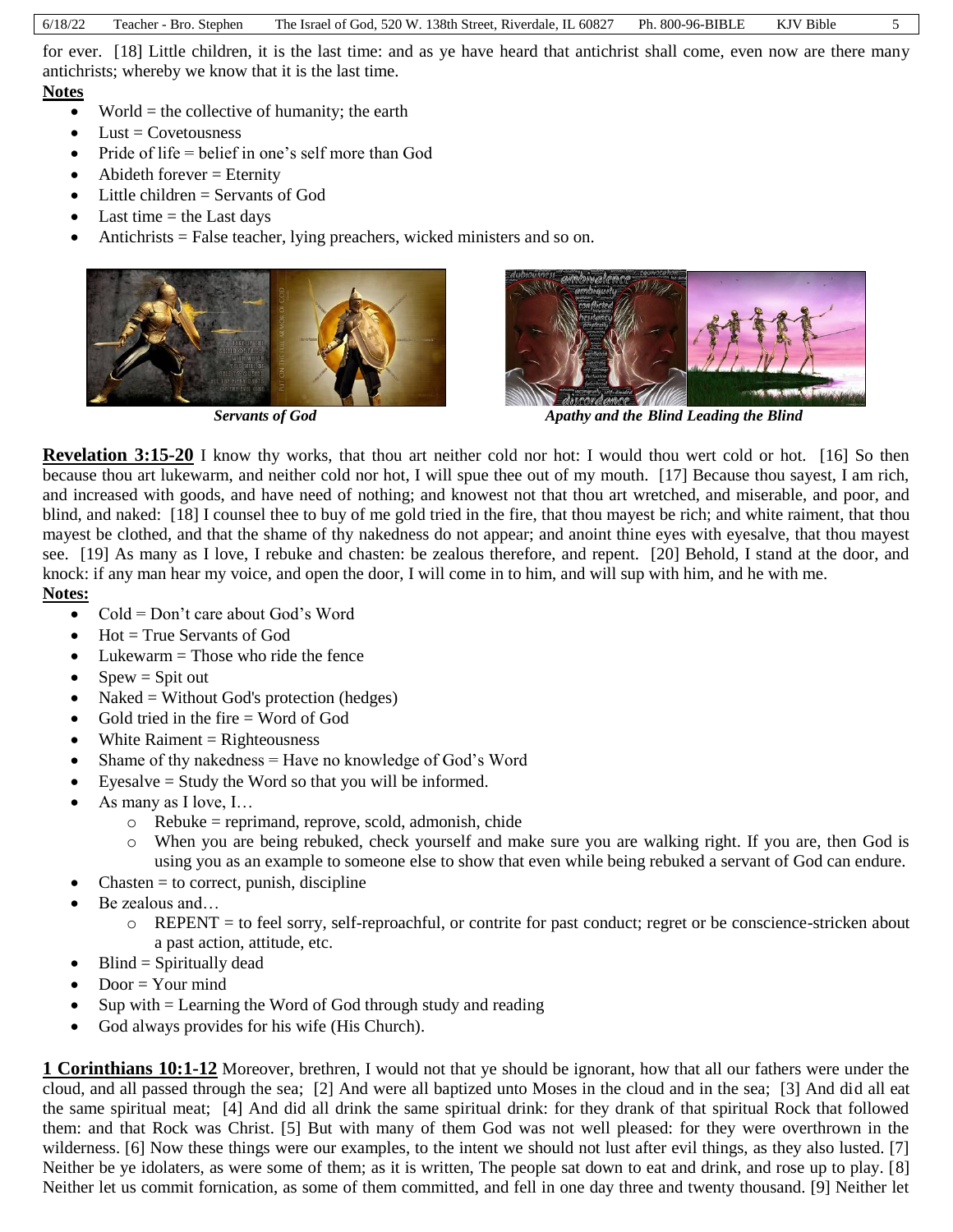for ever. [18] Little children, it is the last time: and as ye have heard that antichrist shall come, even now are there many antichrists; whereby we know that it is the last time.

**Notes**

- World = the collective of humanity; the earth
- Lust = Covetousness
- Pride of life = belief in one's self more than God
- Abideth forever = Eternity
- Little children = Servants of God
- Last time = the Last days
- Antichrists = False teacher, lying preachers, wicked ministers and so on.

***Servants of God***

***Apathy and the Blind Leading the Blind***

**Revelation 3:15-20** I know thy works, that thou art neither cold nor hot: I would thou wert cold or hot. [16] So then because thou art lukewarm, and neither cold nor hot, I will spue thee out of my mouth. [17] Because thou sayest, I am rich, and increased with goods, and have need of nothing; and knowest not that thou art wretched, and miserable, and poor, and blind, and naked: [18] I counsel thee to buy of me gold tried in the fire, that thou mayest be rich; and white raiment, that thou mayest be clothed, and that the shame of thy nakedness do not appear; and anoint thine eyes with eyesalve, that thou mayest see. [19] As many as I love, I rebuke and chasten: be zealous therefore, and repent. [20] Behold, I stand at the door, and knock: if any man hear my voice, and open the door, I will come in to him, and will sup with him, and he with me.

**Notes:**

- Cold = Don't care about God's Word
- Hot = True Servants of God
- Lukewarm = Those who ride the fence
- Spew = Spit out
- Naked = Without God's protection (hedges)
- Gold tried in the fire = Word of God
- White Raiment = Righteousness
- Shame of thy nakedness = Have no knowledge of God's Word
- Eyesalve = Study the Word so that you will be informed.
- As many as I love, I…
  - Rebuke = reprimand, reprove, scold, admonish, chide
  - When you are being rebuked, check yourself and make sure you are walking right. If you are, then God is using you as an example to someone else to show that even while being rebuked a servant of God can endure.
- Chasten = to correct, punish, discipline
- Be zealous and…
  - REPENT = to feel sorry, self-reproachful, or contrite for past conduct; regret or be conscience-stricken about a past action, attitude, etc.
- Blind = Spiritually dead
- Door = Your mind
- Sup with = Learning the Word of God through study and reading
- God always provides for his wife (His Church).

**1 Corinthians 10:1-12** Moreover, brethren, I would not that ye should be ignorant, how that all our fathers were under the cloud, and all passed through the sea; [2] And were all baptized unto Moses in the cloud and in the sea; [3] And did all eat the same spiritual meat; [4] And did all drink the same spiritual drink: for they drank of that spiritual Rock that followed them: and that Rock was Christ. [5] But with many of them God was not well pleased: for they were overthrown in the wilderness. [6] Now these things were our examples, to the intent we should not lust after evil things, as they also lusted. [7] Neither be ye idolaters, as were some of them; as it is written, The people sat down to eat and drink, and rose up to play. [8] Neither let us commit fornication, as some of them committed, and fell in one day three and twenty thousand. [9] Neither let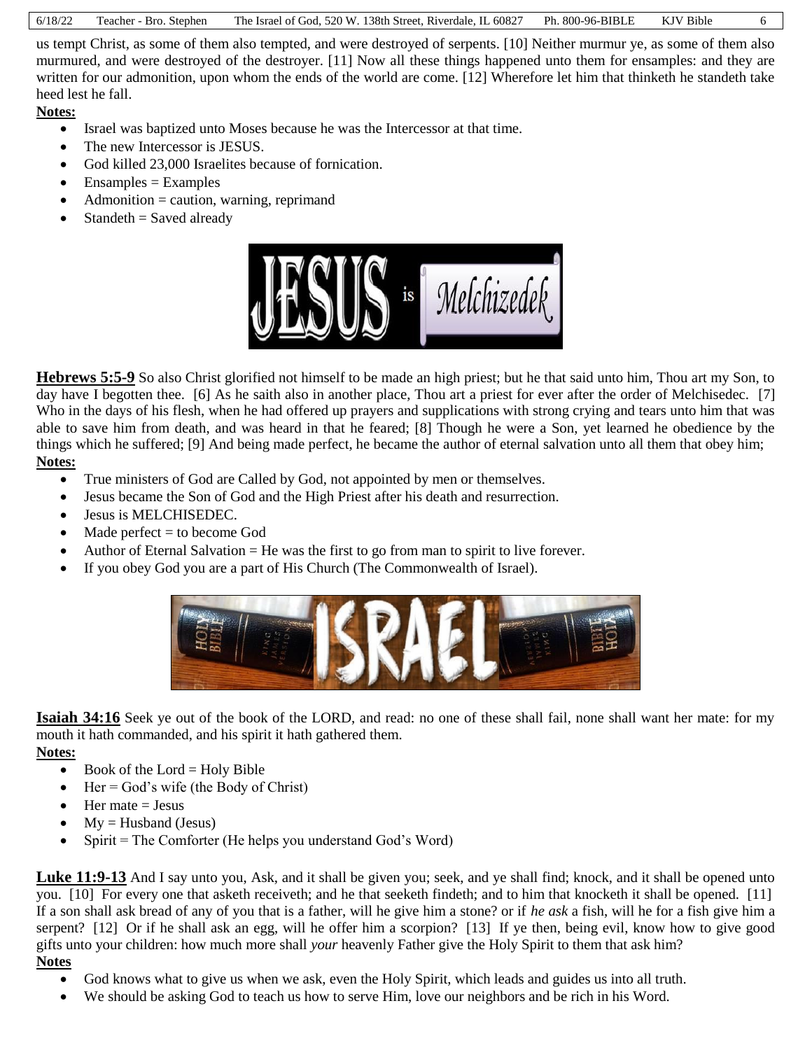us tempt Christ, as some of them also tempted, and were destroyed of serpents. [10] Neither murmur ye, as some of them also murmured, and were destroyed of the destroyer. [11] Now all these things happened unto them for ensamples: and they are written for our admonition, upon whom the ends of the world are come. [12] Wherefore let him that thinketh he standeth take heed lest he fall.

**Notes:**

- Israel was baptized unto Moses because he was the Intercessor at that time.
- The new Intercessor is JESUS.
- God killed 23,000 Israelites because of fornication.
- Ensamples = Examples
- Admonition = caution, warning, reprimand
- Standeth = Saved already

**Hebrews 5:5-9** So also Christ glorified not himself to be made an high priest; but he that said unto him, Thou art my Son, to day have I begotten thee. [6] As he saith also in another place, Thou art a priest for ever after the order of Melchisedec. [7] Who in the days of his flesh, when he had offered up prayers and supplications with strong crying and tears unto him that was able to save him from death, and was heard in that he feared; [8] Though he were a Son, yet learned he obedience by the things which he suffered; [9] And being made perfect, he became the author of eternal salvation unto all them that obey him;

**Notes:**

- True ministers of God are Called by God, not appointed by men or themselves.
- Jesus became the Son of God and the High Priest after his death and resurrection.
- Jesus is MELCHISEDEC.
- Made perfect = to become God
- Author of Eternal Salvation = He was the first to go from man to spirit to live forever.
- If you obey God you are a part of His Church (The Commonwealth of Israel).

**Isaiah 34:16** Seek ye out of the book of the LORD, and read: no one of these shall fail, none shall want her mate: for my mouth it hath commanded, and his spirit it hath gathered them.

**Notes:**

- Book of the Lord = Holy Bible
- Her = God's wife (the Body of Christ)
- Her mate = Jesus
- My = Husband (Jesus)
- Spirit = The Comforter (He helps you understand God's Word)

**Luke 11:9-13** And I say unto you, Ask, and it shall be given you; seek, and ye shall find; knock, and it shall be opened unto you. [10] For every one that asketh receiveth; and he that seeketh findeth; and to him that knocketh it shall be opened. [11] If a son shall ask bread of any of you that is a father, will he give him a stone? or if *he ask* a fish, will he for a fish give him a serpent? [12] Or if he shall ask an egg, will he offer him a scorpion? [13] If ye then, being evil, know how to give good gifts unto your children: how much more shall *your* heavenly Father give the Holy Spirit to them that ask him?

**Notes**

- God knows what to give us when we ask, even the Holy Spirit, which leads and guides us into all truth.
- We should be asking God to teach us how to serve Him, love our neighbors and be rich in his Word.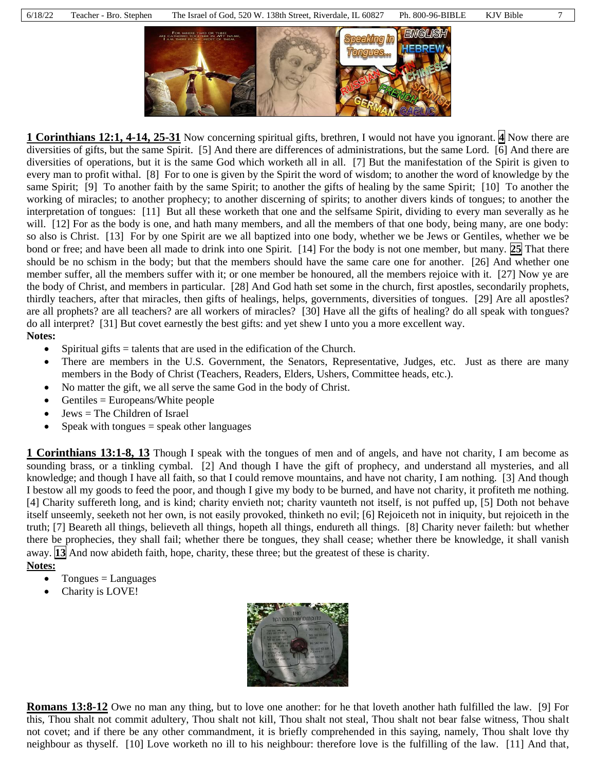**1 Corinthians 12:1, 4-14, 25-31** Now concerning spiritual gifts, brethren, I would not have you ignorant. **4** Now there are diversities of gifts, but the same Spirit. [5] And there are differences of administrations, but the same Lord. [6] And there are diversities of operations, but it is the same God which worketh all in all. [7] But the manifestation of the Spirit is given to every man to profit withal. [8] For to one is given by the Spirit the word of wisdom; to another the word of knowledge by the same Spirit; [9] To another faith by the same Spirit; to another the gifts of healing by the same Spirit; [10] To another the working of miracles; to another prophecy; to another discerning of spirits; to another divers kinds of tongues; to another the interpretation of tongues: [11] But all these worketh that one and the selfsame Spirit, dividing to every man severally as he will. [12] For as the body is one, and hath many members, and all the members of that one body, being many, are one body: so also is Christ. [13] For by one Spirit are we all baptized into one body, whether we be Jews or Gentiles, whether we be bond or free; and have been all made to drink into one Spirit. [14] For the body is not one member, but many. **25** That there should be no schism in the body; but that the members should have the same care one for another. [26] And whether one member suffer, all the members suffer with it; or one member be honoured, all the members rejoice with it. [27] Now ye are the body of Christ, and members in particular. [28] And God hath set some in the church, first apostles, secondarily prophets, thirdly teachers, after that miracles, then gifts of healings, helps, governments, diversities of tongues. [29] Are all apostles? are all prophets? are all teachers? are all workers of miracles? [30] Have all the gifts of healing? do all speak with tongues? do all interpret? [31] But covet earnestly the best gifts: and yet shew I unto you a more excellent way.

**Notes:**

- Spiritual gifts = talents that are used in the edification of the Church.
- There are members in the U.S. Government, the Senators, Representative, Judges, etc. Just as there are many members in the Body of Christ (Teachers, Readers, Elders, Ushers, Committee heads, etc.).
- No matter the gift, we all serve the same God in the body of Christ.
- Gentiles = Europeans/White people
- Jews = The Children of Israel
- Speak with tongues = speak other languages

**1 Corinthians 13:1-8, 13** Though I speak with the tongues of men and of angels, and have not charity, I am become as sounding brass, or a tinkling cymbal. [2] And though I have the gift of prophecy, and understand all mysteries, and all knowledge; and though I have all faith, so that I could remove mountains, and have not charity, I am nothing. [3] And though I bestow all my goods to feed the poor, and though I give my body to be burned, and have not charity, it profiteth me nothing. [4] Charity suffereth long, and is kind; charity envieth not; charity vaunteth not itself, is not puffed up, [5] Doth not behave itself unseemly, seeketh not her own, is not easily provoked, thinketh no evil; [6] Rejoiceth not in iniquity, but rejoiceth in the truth; [7] Beareth all things, believeth all things, hopeth all things, endureth all things. [8] Charity never faileth: but whether there be prophecies, they shall fail; whether there be tongues, they shall cease; whether there be knowledge, it shall vanish away. **13** And now abideth faith, hope, charity, these three; but the greatest of these is charity.

**Notes:**

- Tongues = Languages
- Charity is LOVE!

**Romans 13:8-12** Owe no man any thing, but to love one another: for he that loveth another hath fulfilled the law. [9] For this, Thou shalt not commit adultery, Thou shalt not kill, Thou shalt not steal, Thou shalt not bear false witness, Thou shalt not covet; and if there be any other commandment, it is briefly comprehended in this saying, namely, Thou shalt love thy neighbour as thyself. [10] Love worketh no ill to his neighbour: therefore love is the fulfilling of the law. [11] And that,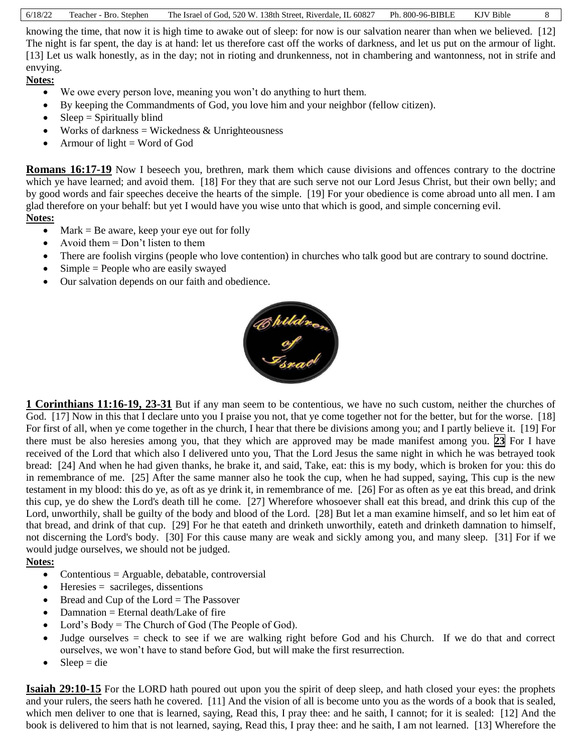knowing the time, that now it is high time to awake out of sleep: for now is our salvation nearer than when we believed. [12] The night is far spent, the day is at hand: let us therefore cast off the works of darkness, and let us put on the armour of light. [13] Let us walk honestly, as in the day; not in rioting and drunkenness, not in chambering and wantonness, not in strife and envying.

**Notes:**

- We owe every person love, meaning you won't do anything to hurt them.
- By keeping the Commandments of God, you love him and your neighbor (fellow citizen).
- Sleep = Spiritually blind
- Works of darkness = Wickedness & Unrighteousness
- Armour of light = Word of God

**Romans 16:17-19** Now I beseech you, brethren, mark them which cause divisions and offences contrary to the doctrine which ye have learned; and avoid them. [18] For they that are such serve not our Lord Jesus Christ, but their own belly; and by good words and fair speeches deceive the hearts of the simple. [19] For your obedience is come abroad unto all men. I am glad therefore on your behalf: but yet I would have you wise unto that which is good, and simple concerning evil.

**Notes:**

- Mark = Be aware, keep your eye out for folly
- Avoid them = Don't listen to them
- There are foolish virgins (people who love contention) in churches who talk good but are contrary to sound doctrine.
- Simple = People who are easily swayed
- Our salvation depends on our faith and obedience.

Children of Israel

**1 Corinthians 11:16-19, 23-31** But if any man seem to be contentious, we have no such custom, neither the churches of God. [17] Now in this that I declare unto you I praise you not, that ye come together not for the better, but for the worse. [18] For first of all, when ye come together in the church, I hear that there be divisions among you; and I partly believe it. [19] For there must be also heresies among you, that they which are approved may be made manifest among you. **23** For I have received of the Lord that which also I delivered unto you, That the Lord Jesus the same night in which he was betrayed took bread: [24] And when he had given thanks, he brake it, and said, Take, eat: this is my body, which is broken for you: this do in remembrance of me. [25] After the same manner also he took the cup, when he had supped, saying, This cup is the new testament in my blood: this do ye, as oft as ye drink it, in remembrance of me. [26] For as often as ye eat this bread, and drink this cup, ye do shew the Lord's death till he come. [27] Wherefore whosoever shall eat this bread, and drink this cup of the Lord, unworthily, shall be guilty of the body and blood of the Lord. [28] But let a man examine himself, and so let him eat of that bread, and drink of that cup. [29] For he that eateth and drinketh unworthily, eateth and drinketh damnation to himself, not discerning the Lord's body. [30] For this cause many are weak and sickly among you, and many sleep. [31] For if we would judge ourselves, we should not be judged.

**Notes:**

- Contentious = Arguable, debatable, controversial
- Heresies = sacrileges, dissentions
- Bread and Cup of the Lord = The Passover
- Damnation = Eternal death/Lake of fire
- Lord's Body = The Church of God (The People of God).
- Judge ourselves = check to see if we are walking right before God and his Church. If we do that and correct ourselves, we won't have to stand before God, but will make the first resurrection.
- Sleep = die

**Isaiah 29:10-15** For the LORD hath poured out upon you the spirit of deep sleep, and hath closed your eyes: the prophets and your rulers, the seers hath he covered. [11] And the vision of all is become unto you as the words of a book that is sealed, which men deliver to one that is learned, saying, Read this, I pray thee: and he saith, I cannot; for it is sealed: [12] And the book is delivered to him that is not learned, saying, Read this, I pray thee: and he saith, I am not learned. [13] Wherefore the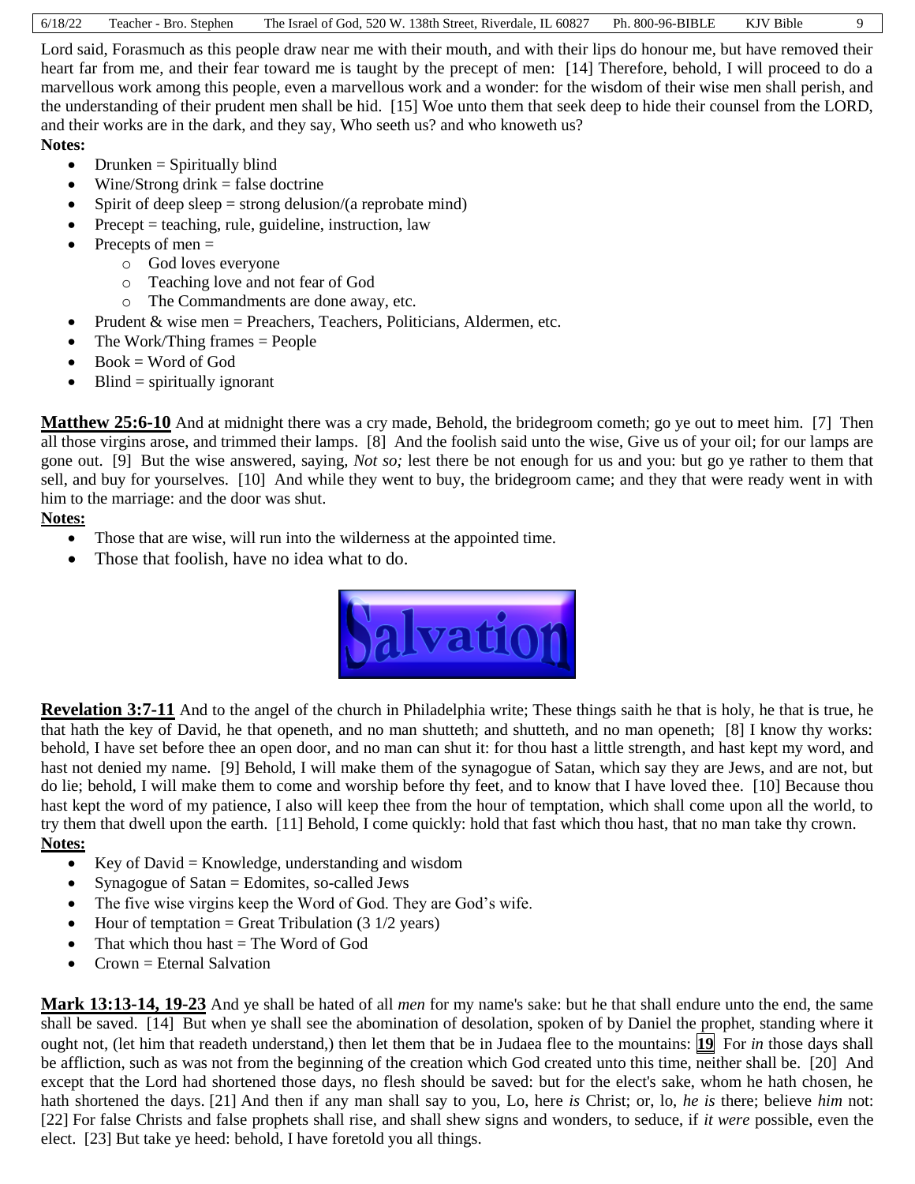Lord said, Forasmuch as this people draw near me with their mouth, and with their lips do honour me, but have removed their heart far from me, and their fear toward me is taught by the precept of men: [14] Therefore, behold, I will proceed to do a marvellous work among this people, even a marvellous work and a wonder: for the wisdom of their wise men shall perish, and the understanding of their prudent men shall be hid. [15] Woe unto them that seek deep to hide their counsel from the LORD, and their works are in the dark, and they say, Who seeth us? and who knoweth us?

**Notes:**

- Drunken = Spiritually blind
- Wine/Strong drink = false doctrine
- Spirit of deep sleep = strong delusion/(a reprobate mind)
- Precept = teaching, rule, guideline, instruction, law
- Precepts of men =
  - God loves everyone
  - Teaching love and not fear of God
  - The Commandments are done away, etc.
- Prudent & wise men = Preachers, Teachers, Politicians, Aldermen, etc.
- The Work/Thing frames = People
- Book = Word of God
- Blind = spiritually ignorant

**Matthew 25:6-10** And at midnight there was a cry made, Behold, the bridegroom cometh; go ye out to meet him. [7] Then all those virgins arose, and trimmed their lamps. [8] And the foolish said unto the wise, Give us of your oil; for our lamps are gone out. [9] But the wise answered, saying, *Not so;* lest there be not enough for us and you: but go ye rather to them that sell, and buy for yourselves. [10] And while they went to buy, the bridegroom came; and they that were ready went in with him to the marriage: and the door was shut.

**Notes:**

- Those that are wise, will run into the wilderness at the appointed time.
- Those that foolish, have no idea what to do.

Salvation

**Revelation 3:7-11** And to the angel of the church in Philadelphia write; These things saith he that is holy, he that is true, he that hath the key of David, he that openeth, and no man shutteth; and shutteth, and no man openeth; [8] I know thy works: behold, I have set before thee an open door, and no man can shut it: for thou hast a little strength, and hast kept my word, and hast not denied my name. [9] Behold, I will make them of the synagogue of Satan, which say they are Jews, and are not, but do lie; behold, I will make them to come and worship before thy feet, and to know that I have loved thee. [10] Because thou hast kept the word of my patience, I also will keep thee from the hour of temptation, which shall come upon all the world, to try them that dwell upon the earth. [11] Behold, I come quickly: hold that fast which thou hast, that no man take thy crown.

**Notes:**

- Key of David = Knowledge, understanding and wisdom
- Synagogue of Satan = Edomites, so-called Jews
- The five wise virgins keep the Word of God. They are God's wife.
- Hour of temptation = Great Tribulation (3 1/2 years)
- That which thou hast = The Word of God
- Crown = Eternal Salvation

**Mark 13:13-14, 19-23** And ye shall be hated of all *men* for my name's sake: but he that shall endure unto the end, the same shall be saved. [14] But when ye shall see the abomination of desolation, spoken of by Daniel the prophet, standing where it ought not, (let him that readeth understand,) then let them that be in Judaea flee to the mountains: **19** For *in* those days shall be affliction, such as was not from the beginning of the creation which God created unto this time, neither shall be. [20] And except that the Lord had shortened those days, no flesh should be saved: but for the elect's sake, whom he hath chosen, he hath shortened the days. [21] And then if any man shall say to you, Lo, here *is* Christ; or, lo, *he is* there; believe *him* not: [22] For false Christs and false prophets shall rise, and shall shew signs and wonders, to seduce, if *it were* possible, even the elect. [23] But take ye heed: behold, I have foretold you all things.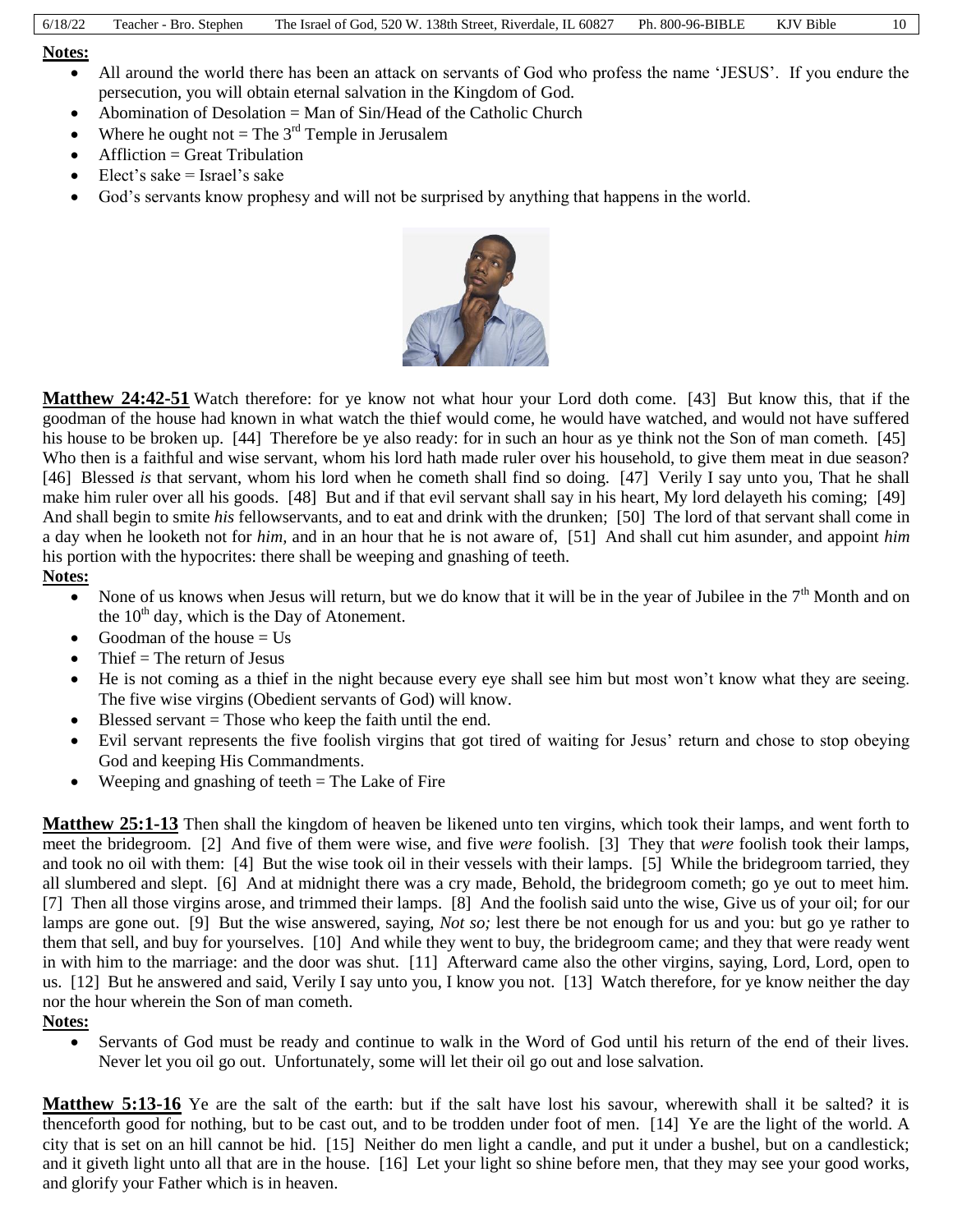**Notes:**

- All around the world there has been an attack on servants of God who profess the name 'JESUS'. If you endure the persecution, you will obtain eternal salvation in the Kingdom of God.
- Abomination of Desolation = Man of Sin/Head of the Catholic Church
- Where he ought not = The 3rd Temple in Jerusalem
- Affliction = Great Tribulation
- Elect's sake = Israel's sake
- God's servants know prophesy and will not be surprised by anything that happens in the world.

**Matthew 24:42-51** Watch therefore: for ye know not what hour your Lord doth come. [43] But know this, that if the goodman of the house had known in what watch the thief would come, he would have watched, and would not have suffered his house to be broken up. [44] Therefore be ye also ready: for in such an hour as ye think not the Son of man cometh. [45] Who then is a faithful and wise servant, whom his lord hath made ruler over his household, to give them meat in due season? [46] Blessed *is* that servant, whom his lord when he cometh shall find so doing. [47] Verily I say unto you, That he shall make him ruler over all his goods. [48] But and if that evil servant shall say in his heart, My lord delayeth his coming; [49] And shall begin to smite *his* fellowservants, and to eat and drink with the drunken; [50] The lord of that servant shall come in a day when he looketh not for *him*, and in an hour that he is not aware of, [51] And shall cut him asunder, and appoint *him* his portion with the hypocrites: there shall be weeping and gnashing of teeth.

**Notes:**

- None of us knows when Jesus will return, but we do know that it will be in the year of Jubilee in the 7th Month and on the 10th day, which is the Day of Atonement.
- Goodman of the house = Us
- Thief = The return of Jesus
- He is not coming as a thief in the night because every eye shall see him but most won't know what they are seeing. The five wise virgins (Obedient servants of God) will know.
- Blessed servant = Those who keep the faith until the end.
- Evil servant represents the five foolish virgins that got tired of waiting for Jesus' return and chose to stop obeying God and keeping His Commandments.
- Weeping and gnashing of teeth = The Lake of Fire

**Matthew 25:1-13** Then shall the kingdom of heaven be likened unto ten virgins, which took their lamps, and went forth to meet the bridegroom. [2] And five of them were wise, and five *were* foolish. [3] They that *were* foolish took their lamps, and took no oil with them: [4] But the wise took oil in their vessels with their lamps. [5] While the bridegroom tarried, they all slumbered and slept. [6] And at midnight there was a cry made, Behold, the bridegroom cometh; go ye out to meet him. [7] Then all those virgins arose, and trimmed their lamps. [8] And the foolish said unto the wise, Give us of your oil; for our lamps are gone out. [9] But the wise answered, saying, *Not so;* lest there be not enough for us and you: but go ye rather to them that sell, and buy for yourselves. [10] And while they went to buy, the bridegroom came; and they that were ready went in with him to the marriage: and the door was shut. [11] Afterward came also the other virgins, saying, Lord, Lord, open to us. [12] But he answered and said, Verily I say unto you, I know you not. [13] Watch therefore, for ye know neither the day nor the hour wherein the Son of man cometh.

**Notes:**

- Servants of God must be ready and continue to walk in the Word of God until his return of the end of their lives. Never let you oil go out. Unfortunately, some will let their oil go out and lose salvation.

**Matthew 5:13-16** Ye are the salt of the earth: but if the salt have lost his savour, wherewith shall it be salted? it is thenceforth good for nothing, but to be cast out, and to be trodden under foot of men. [14] Ye are the light of the world. A city that is set on an hill cannot be hid. [15] Neither do men light a candle, and put it under a bushel, but on a candlestick; and it giveth light unto all that are in the house. [16] Let your light so shine before men, that they may see your good works, and glorify your Father which is in heaven.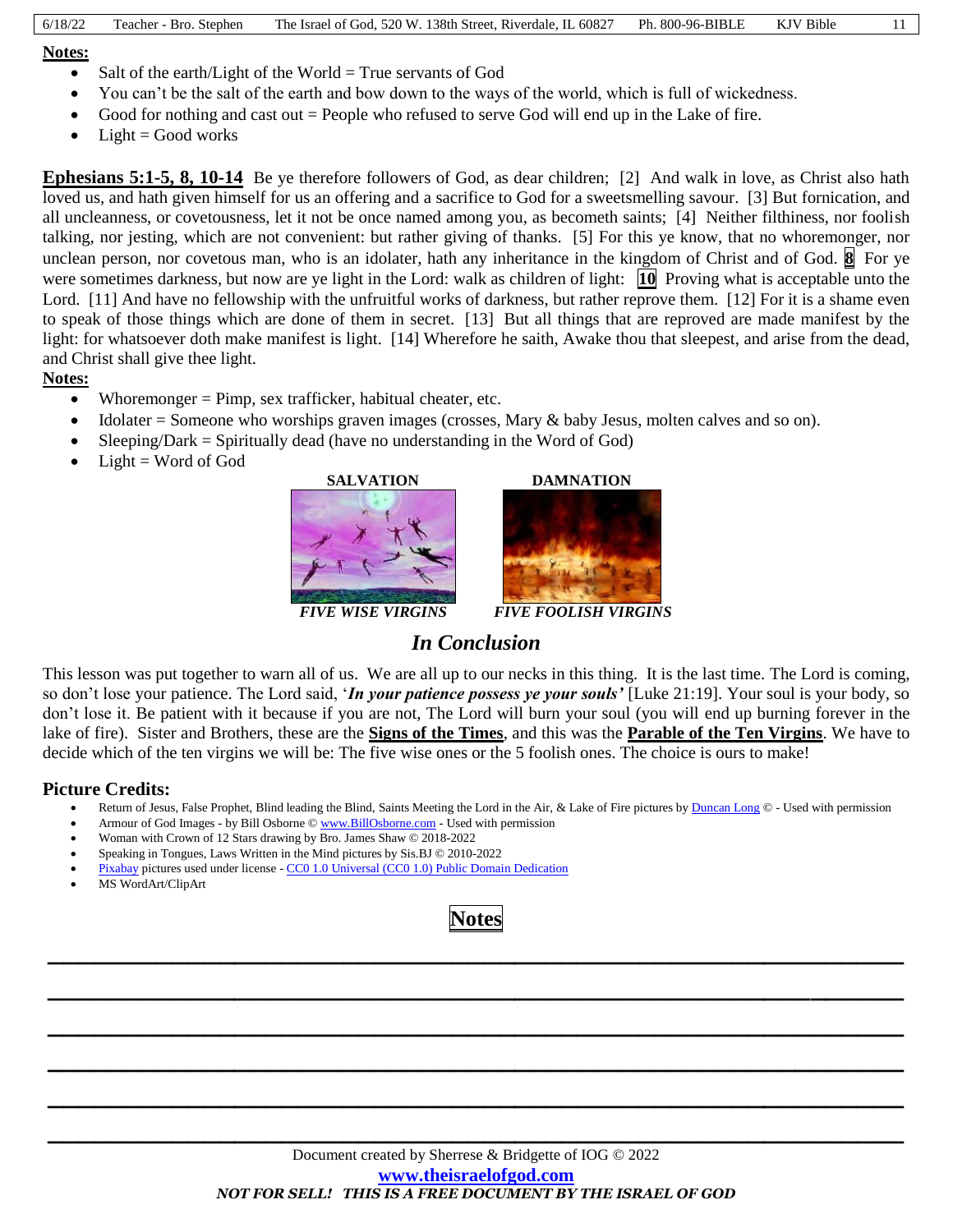**Notes:**

- Salt of the earth/Light of the World = True servants of God
- You can't be the salt of the earth and bow down to the ways of the world, which is full of wickedness.
- Good for nothing and cast out = People who refused to serve God will end up in the Lake of fire.
- Light = Good works

**Ephesians 5:1-5, 8, 10-14** Be ye therefore followers of God, as dear children; [2] And walk in love, as Christ also hath loved us, and hath given himself for us an offering and a sacrifice to God for a sweetsmelling savour. [3] But fornication, and all uncleanness, or covetousness, let it not be once named among you, as becometh saints; [4] Neither filthiness, nor foolish talking, nor jesting, which are not convenient: but rather giving of thanks. [5] For this ye know, that no whoremonger, nor unclean person, nor covetous man, who is an idolater, hath any inheritance in the kingdom of Christ and of God. **8** For ye were sometimes darkness, but now are ye light in the Lord: walk as children of light: **10** Proving what is acceptable unto the Lord. [11] And have no fellowship with the unfruitful works of darkness, but rather reprove them. [12] For it is a shame even to speak of those things which are done of them in secret. [13] But all things that are reproved are made manifest by the light: for whatsoever doth make manifest is light. [14] Wherefore he saith, Awake thou that sleepest, and arise from the dead, and Christ shall give thee light.

**Notes:**

- Whoremonger = Pimp, sex trafficker, habitual cheater, etc.
- Idolater = Someone who worships graven images (crosses, Mary & baby Jesus, molten calves and so on).
- Sleeping/Dark = Spiritually dead (have no understanding in the Word of God)
- Light = Word of God

**SALVATION**

*FIVE WISE VIRGINS*

**DAMNATION**

*FIVE FOOLISH VIRGINS*

## *In Conclusion*

This lesson was put together to warn all of us. We are all up to our necks in this thing. It is the last time. The Lord is coming, so don't lose your patience. The Lord said, '***In your patience possess ye your souls'*** [Luke 21:19]. Your soul is your body, so don't lose it. Be patient with it because if you are not, The Lord will burn your soul (you will end up burning forever in the lake of fire). Sister and Brothers, these are the **Signs of the Times**, and this was the **Parable of the Ten Virgins**. We have to decide which of the ten virgins we will be: The five wise ones or the 5 foolish ones. The choice is ours to make!

**Picture Credits:**

- Return of Jesus, False Prophet, Blind leading the Blind, Saints Meeting the Lord in the Air, & Lake of Fire pictures by Duncan Long © - Used with permission
- Armour of God Images - by Bill Osborne © www.BillOsborne.com - Used with permission
- Woman with Crown of 12 Stars drawing by Bro. James Shaw © 2018-2022
- Speaking in Tongues, Laws Written in the Mind pictures by Sis.BJ © 2010-2022
- Pixabay pictures used under license - CC0 1.0 Universal (CC0 1.0) Public Domain Dedication
- MS WordArt/ClipArt

**Notes**

Document created by Sherrese & Bridgette of IOG © 2022

**www.theisraelofgod.com**

***NOT FOR SELL! THIS IS A FREE DOCUMENT BY THE ISRAEL OF GOD***